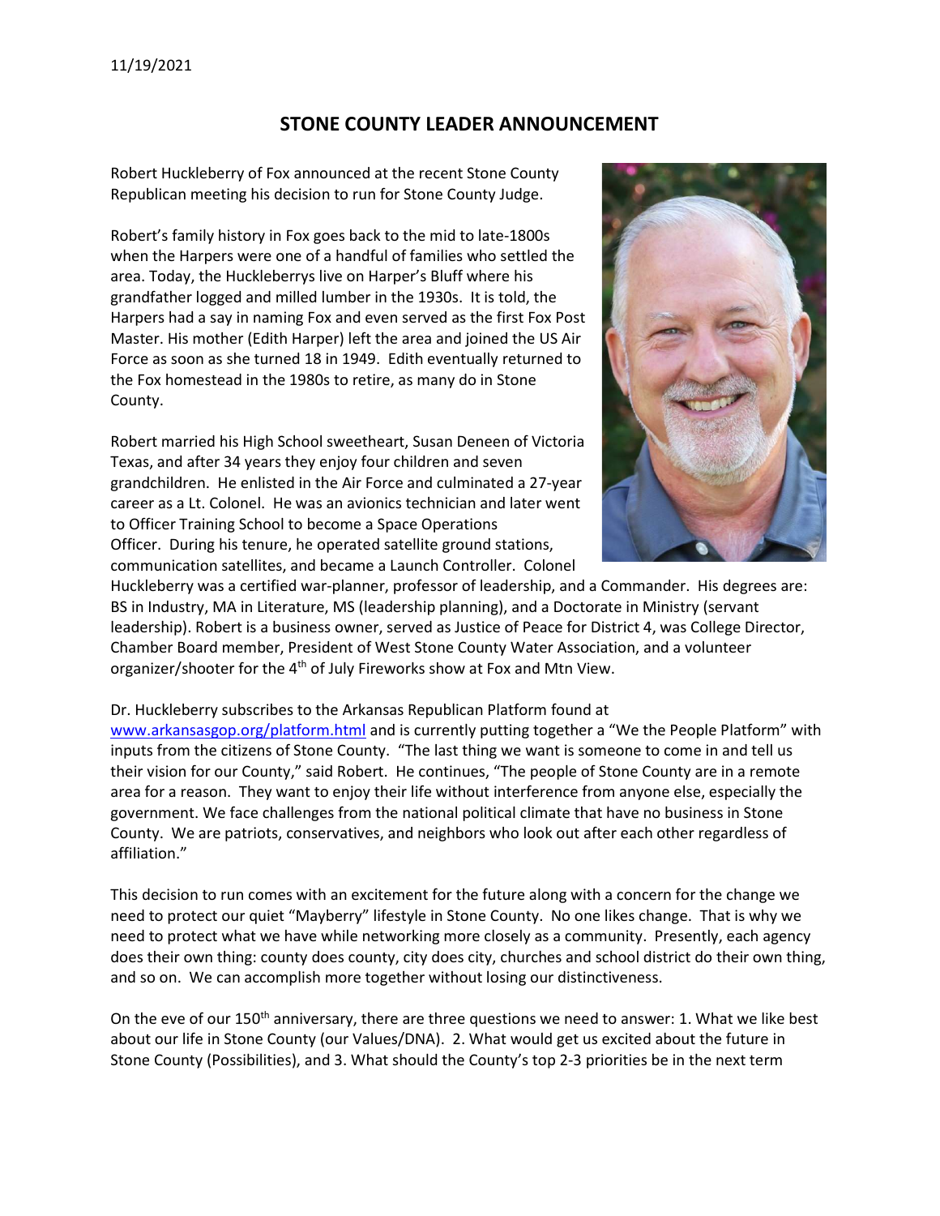11/19/2021

# STONE COUNTY LEADER ANNOUNCEMENT

Robert Huckleberry of Fox announced at the recent Stone County Republican meeting his decision to run for Stone County Judge.

Robert's family history in Fox goes back to the mid to late-1800s when the Harpers were one of a handful of families who settled the area. Today, the Huckleberrys live on Harper's Bluff where his grandfather logged and milled lumber in the 1930s. It is told, the Harpers had a say in naming Fox and even served as the first Fox Post Master. His mother (Edith Harper) left the area and joined the US Air Force as soon as she turned 18 in 1949. Edith eventually returned to the Fox homestead in the 1980s to retire, as many do in Stone County.

Robert married his High School sweetheart, Susan Deneen of Victoria Texas, and after 34 years they enjoy four children and seven grandchildren. He enlisted in the Air Force and culminated a 27-year career as a Lt. Colonel. He was an avionics technician and later went to Officer Training School to become a Space Operations Officer. During his tenure, he operated satellite ground stations, communication satellites, and became a Launch Controller. Colonel Huckleberry was a certified war-planner, professor of leadership, and a Commander. His degrees are: BS in Industry, MA in Literature, MS (leadership planning), and a Doctorate in Ministry (servant leadership). Robert is a business owner, served as Justice of Peace for District 4, was College Director, Chamber Board member, President of West Stone County Water Association, and a volunteer organizer/shooter for the 4th of July Fireworks show at Fox and Mtn View.

Dr. Huckleberry subscribes to the Arkansas Republican Platform found at www.arkansasgop.org/platform.html and is currently putting together a "We the People Platform" with inputs from the citizens of Stone County. "The last thing we want is someone to come in and tell us their vision for our County," said Robert. He continues, "The people of Stone County are in a remote area for a reason. They want to enjoy their life without interference from anyone else, especially the government. We face challenges from the national political climate that have no business in Stone County. We are patriots, conservatives, and neighbors who look out after each other regardless of affiliation."

This decision to run comes with an excitement for the future along with a concern for the change we need to protect our quiet "Mayberry" lifestyle in Stone County. No one likes change. That is why we need to protect what we have while networking more closely as a community. Presently, each agency does their own thing: county does county, city does city, churches and school district do their own thing, and so on. We can accomplish more together without losing our distinctiveness.

On the eve of our 150th anniversary, there are three questions we need to answer: 1. What we like best about our life in Stone County (our Values/DNA). 2. What would get us excited about the future in Stone County (Possibilities), and 3. What should the County's top 2-3 priorities be in the next term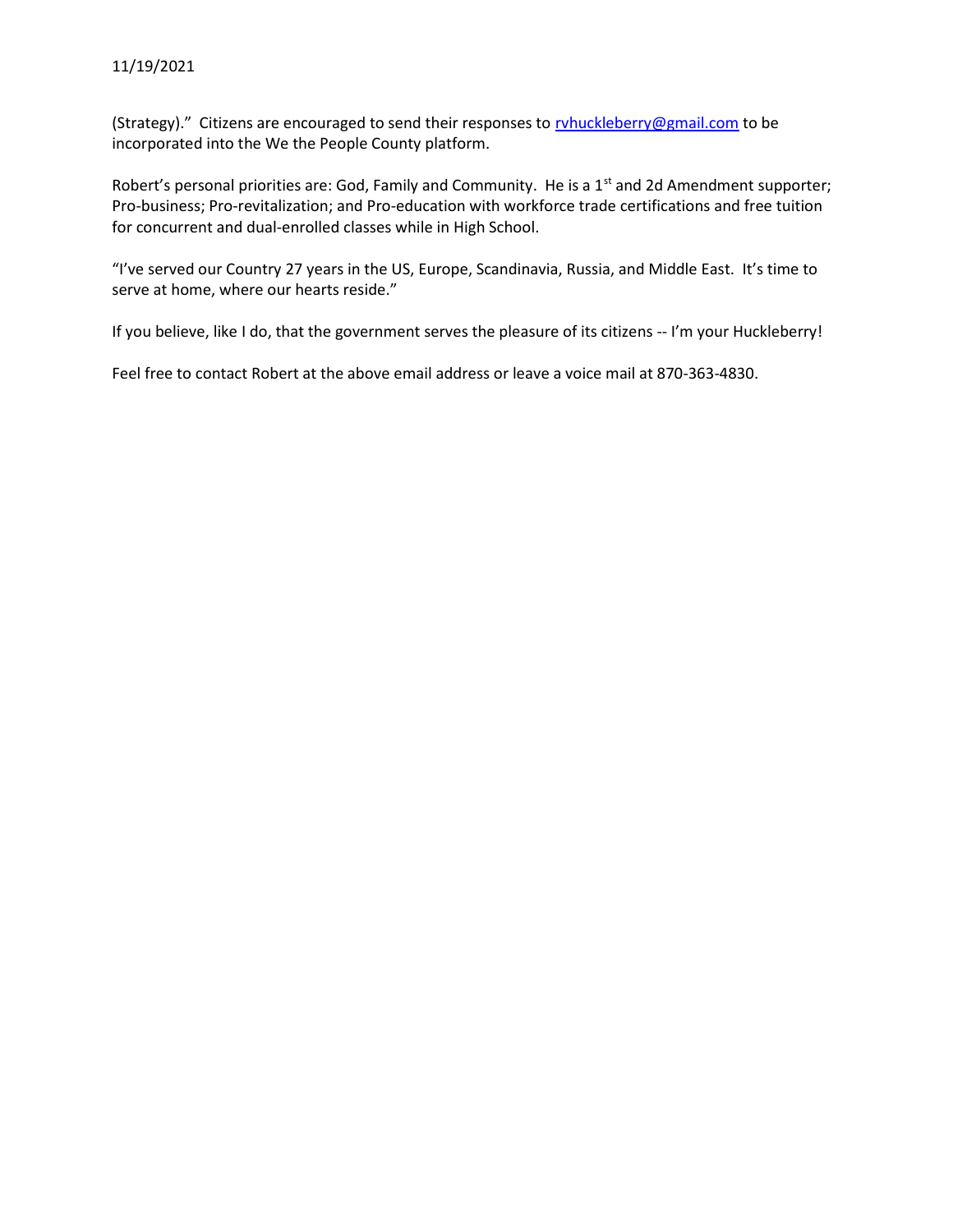11/19/2021

(Strategy)." Citizens are encouraged to send their responses to rvhuckleberry@gmail.com to be incorporated into the We the People County platform.

Robert's personal priorities are: God, Family and Community. He is a 1st and 2d Amendment supporter; Pro-business; Pro-revitalization; and Pro-education with workforce trade certifications and free tuition for concurrent and dual-enrolled classes while in High School.

"I've served our Country 27 years in the US, Europe, Scandinavia, Russia, and Middle East. It's time to serve at home, where our hearts reside."

If you believe, like I do, that the government serves the pleasure of its citizens -- I'm your Huckleberry!

Feel free to contact Robert at the above email address or leave a voice mail at 870-363-4830.